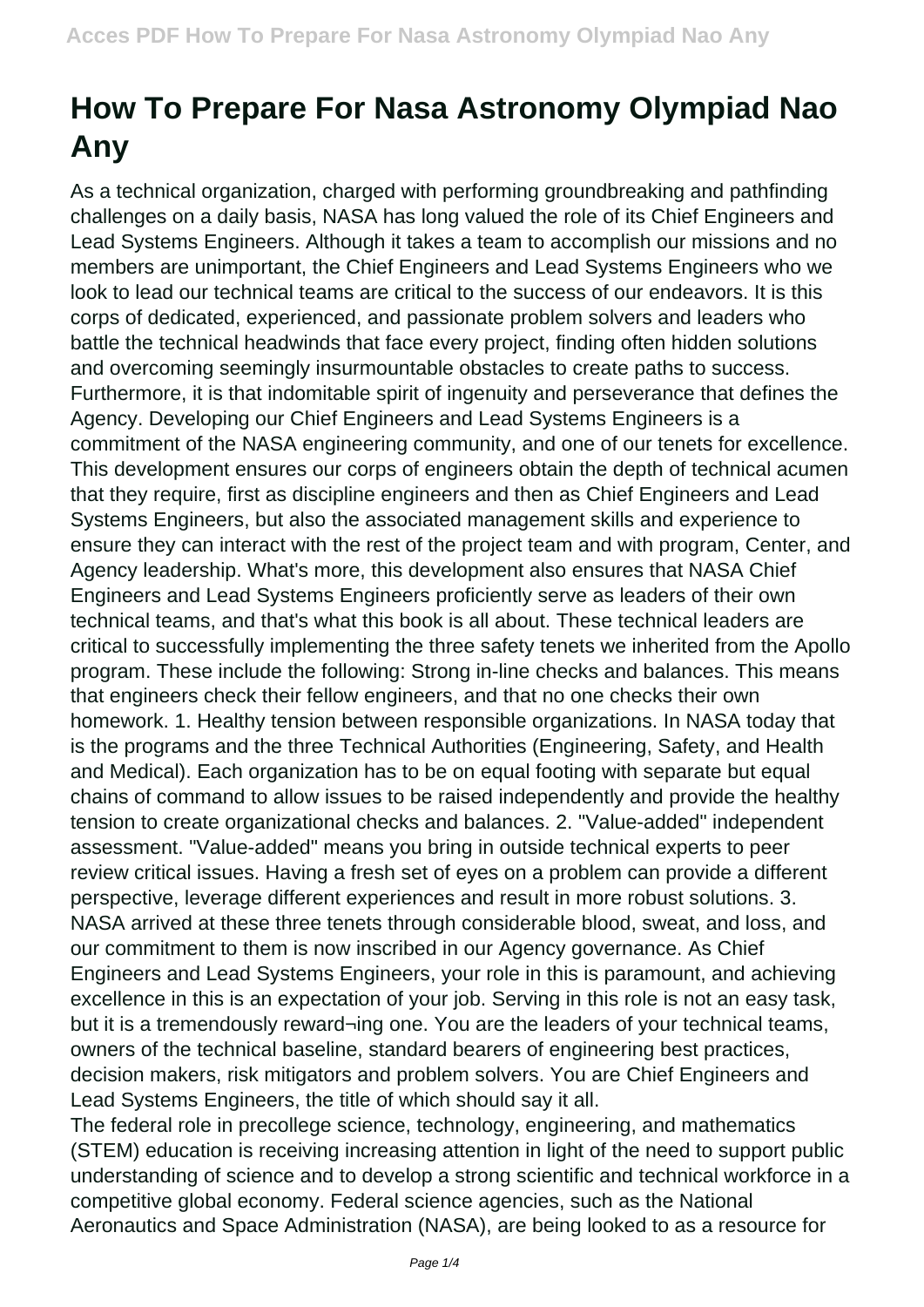# How To Prepare For Nasa Astronomy Olympiad Nao Any

As a technical organization, charged with performing groundbreaking and pathfinding challenges on a daily basis, NASA has long valued the role of its Chief Engineers and Lead Systems Engineers. Although it takes a team to accomplish our missions and no members are unimportant, the Chief Engineers and Lead Systems Engineers who we look to lead our technical teams are critical to the success of our endeavors. It is this corps of dedicated, experienced, and passionate problem solvers and leaders who battle the technical headwinds that face every project, finding often hidden solutions and overcoming seemingly insurmountable obstacles to create paths to success. Furthermore, it is that indomitable spirit of ingenuity and perseverance that defines the Agency. Developing our Chief Engineers and Lead Systems Engineers is a commitment of the NASA engineering community, and one of our tenets for excellence. This development ensures our corps of engineers obtain the depth of technical acumen that they require, first as discipline engineers and then as Chief Engineers and Lead Systems Engineers, but also the associated management skills and experience to ensure they can interact with the rest of the project team and with program, Center, and Agency leadership. What's more, this development also ensures that NASA Chief Engineers and Lead Systems Engineers proficiently serve as leaders of their own technical teams, and that's what this book is all about. These technical leaders are critical to successfully implementing the three safety tenets we inherited from the Apollo program. These include the following: Strong in-line checks and balances. This means that engineers check their fellow engineers, and that no one checks their own homework. 1. Healthy tension between responsible organizations. In NASA today that is the programs and the three Technical Authorities (Engineering, Safety, and Health and Medical). Each organization has to be on equal footing with separate but equal chains of command to allow issues to be raised independently and provide the healthy tension to create organizational checks and balances. 2. "Value-added" independent assessment. "Value-added" means you bring in outside technical experts to peer review critical issues. Having a fresh set of eyes on a problem can provide a different perspective, leverage different experiences and result in more robust solutions. 3. NASA arrived at these three tenets through considerable blood, sweat, and loss, and our commitment to them is now inscribed in our Agency governance. As Chief Engineers and Lead Systems Engineers, your role in this is paramount, and achieving excellence in this is an expectation of your job. Serving in this role is not an easy task, but it is a tremendously reward¬ing one. You are the leaders of your technical teams, owners of the technical baseline, standard bearers of engineering best practices, decision makers, risk mitigators and problem solvers. You are Chief Engineers and Lead Systems Engineers, the title of which should say it all.

The federal role in precollege science, technology, engineering, and mathematics (STEM) education is receiving increasing attention in light of the need to support public understanding of science and to develop a strong scientific and technical workforce in a competitive global economy. Federal science agencies, such as the National Aeronautics and Space Administration (NASA), are being looked to as a resource for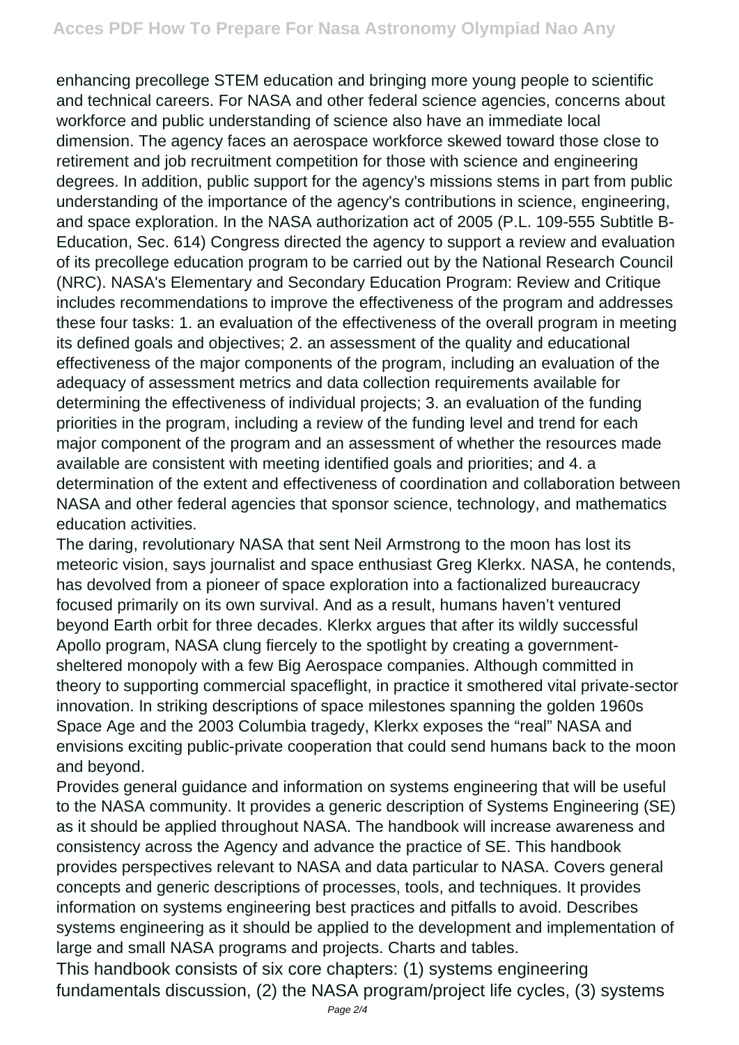enhancing precollege STEM education and bringing more young people to scientific and technical careers. For NASA and other federal science agencies, concerns about workforce and public understanding of science also have an immediate local dimension. The agency faces an aerospace workforce skewed toward those close to retirement and job recruitment competition for those with science and engineering degrees. In addition, public support for the agency's missions stems in part from public understanding of the importance of the agency's contributions in science, engineering, and space exploration. In the NASA authorization act of 2005 (P.L. 109-555 Subtitle B-Education, Sec. 614) Congress directed the agency to support a review and evaluation of its precollege education program to be carried out by the National Research Council (NRC). NASA's Elementary and Secondary Education Program: Review and Critique includes recommendations to improve the effectiveness of the program and addresses these four tasks: 1. an evaluation of the effectiveness of the overall program in meeting its defined goals and objectives; 2. an assessment of the quality and educational effectiveness of the major components of the program, including an evaluation of the adequacy of assessment metrics and data collection requirements available for determining the effectiveness of individual projects; 3. an evaluation of the funding priorities in the program, including a review of the funding level and trend for each major component of the program and an assessment of whether the resources made available are consistent with meeting identified goals and priorities; and 4. a determination of the extent and effectiveness of coordination and collaboration between NASA and other federal agencies that sponsor science, technology, and mathematics education activities.

The daring, revolutionary NASA that sent Neil Armstrong to the moon has lost its meteoric vision, says journalist and space enthusiast Greg Klerkx. NASA, he contends, has devolved from a pioneer of space exploration into a factionalized bureaucracy focused primarily on its own survival. And as a result, humans haven't ventured beyond Earth orbit for three decades. Klerkx argues that after its wildly successful Apollo program, NASA clung fiercely to the spotlight by creating a government-sheltered monopoly with a few Big Aerospace companies. Although committed in theory to supporting commercial spaceflight, in practice it smothered vital private-sector innovation. In striking descriptions of space milestones spanning the golden 1960s Space Age and the 2003 Columbia tragedy, Klerkx exposes the "real" NASA and envisions exciting public-private cooperation that could send humans back to the moon and beyond.

Provides general guidance and information on systems engineering that will be useful to the NASA community. It provides a generic description of Systems Engineering (SE) as it should be applied throughout NASA. The handbook will increase awareness and consistency across the Agency and advance the practice of SE. This handbook provides perspectives relevant to NASA and data particular to NASA. Covers general concepts and generic descriptions of processes, tools, and techniques. It provides information on systems engineering best practices and pitfalls to avoid. Describes systems engineering as it should be applied to the development and implementation of large and small NASA programs and projects. Charts and tables.

This handbook consists of six core chapters: (1) systems engineering fundamentals discussion, (2) the NASA program/project life cycles, (3) systems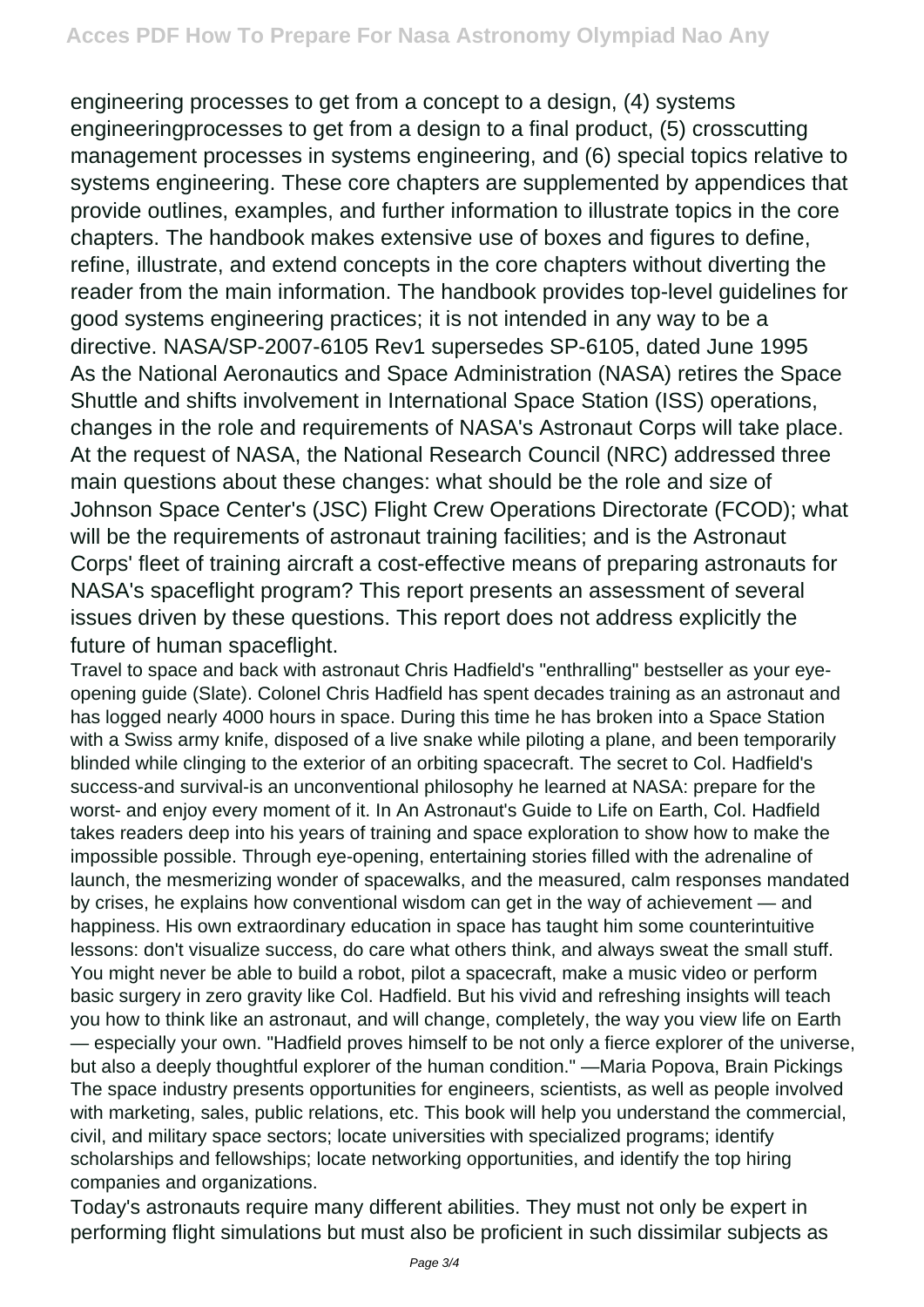engineering processes to get from a concept to a design, (4) systems engineeringprocesses to get from a design to a final product, (5) crosscutting management processes in systems engineering, and (6) special topics relative to systems engineering. These core chapters are supplemented by appendices that provide outlines, examples, and further information to illustrate topics in the core chapters. The handbook makes extensive use of boxes and figures to define, refine, illustrate, and extend concepts in the core chapters without diverting the reader from the main information. The handbook provides top-level guidelines for good systems engineering practices; it is not intended in any way to be a directive. NASA/SP-2007-6105 Rev1 supersedes SP-6105, dated June 1995

As the National Aeronautics and Space Administration (NASA) retires the Space Shuttle and shifts involvement in International Space Station (ISS) operations, changes in the role and requirements of NASA's Astronaut Corps will take place. At the request of NASA, the National Research Council (NRC) addressed three main questions about these changes: what should be the role and size of Johnson Space Center's (JSC) Flight Crew Operations Directorate (FCOD); what will be the requirements of astronaut training facilities; and is the Astronaut Corps' fleet of training aircraft a cost-effective means of preparing astronauts for NASA's spaceflight program? This report presents an assessment of several issues driven by these questions. This report does not address explicitly the future of human spaceflight.

Travel to space and back with astronaut Chris Hadfield's "enthralling" bestseller as your eye-opening guide (Slate). Colonel Chris Hadfield has spent decades training as an astronaut and has logged nearly 4000 hours in space. During this time he has broken into a Space Station with a Swiss army knife, disposed of a live snake while piloting a plane, and been temporarily blinded while clinging to the exterior of an orbiting spacecraft. The secret to Col. Hadfield's success-and survival-is an unconventional philosophy he learned at NASA: prepare for the worst- and enjoy every moment of it. In An Astronaut's Guide to Life on Earth, Col. Hadfield takes readers deep into his years of training and space exploration to show how to make the impossible possible. Through eye-opening, entertaining stories filled with the adrenaline of launch, the mesmerizing wonder of spacewalks, and the measured, calm responses mandated by crises, he explains how conventional wisdom can get in the way of achievement — and happiness. His own extraordinary education in space has taught him some counterintuitive lessons: don't visualize success, do care what others think, and always sweat the small stuff. You might never be able to build a robot, pilot a spacecraft, make a music video or perform basic surgery in zero gravity like Col. Hadfield. But his vivid and refreshing insights will teach you how to think like an astronaut, and will change, completely, the way you view life on Earth — especially your own. "Hadfield proves himself to be not only a fierce explorer of the universe, but also a deeply thoughtful explorer of the human condition." —Maria Popova, Brain Pickings

The space industry presents opportunities for engineers, scientists, as well as people involved with marketing, sales, public relations, etc. This book will help you understand the commercial, civil, and military space sectors; locate universities with specialized programs; identify scholarships and fellowships; locate networking opportunities, and identify the top hiring companies and organizations.

Today's astronauts require many different abilities. They must not only be expert in performing flight simulations but must also be proficient in such dissimilar subjects as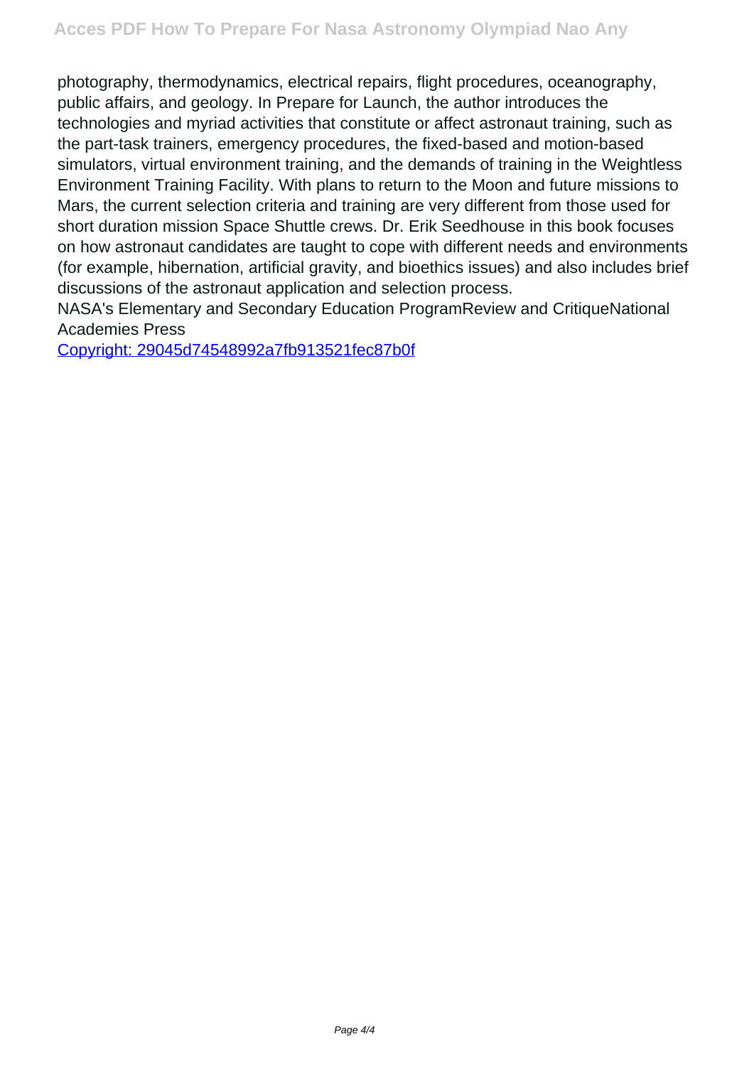photography, thermodynamics, electrical repairs, flight procedures, oceanography, public affairs, and geology. In Prepare for Launch, the author introduces the technologies and myriad activities that constitute or affect astronaut training, such as the part-task trainers, emergency procedures, the fixed-based and motion-based simulators, virtual environment training, and the demands of training in the Weightless Environment Training Facility. With plans to return to the Moon and future missions to Mars, the current selection criteria and training are very different from those used for short duration mission Space Shuttle crews. Dr. Erik Seedhouse in this book focuses on how astronaut candidates are taught to cope with different needs and environments (for example, hibernation, artificial gravity, and bioethics issues) and also includes brief discussions of the astronaut application and selection process.

NASA's Elementary and Secondary Education ProgramReview and CritiqueNational Academies Press

Copyright: 29045d74548992a7fb913521fec87b0f